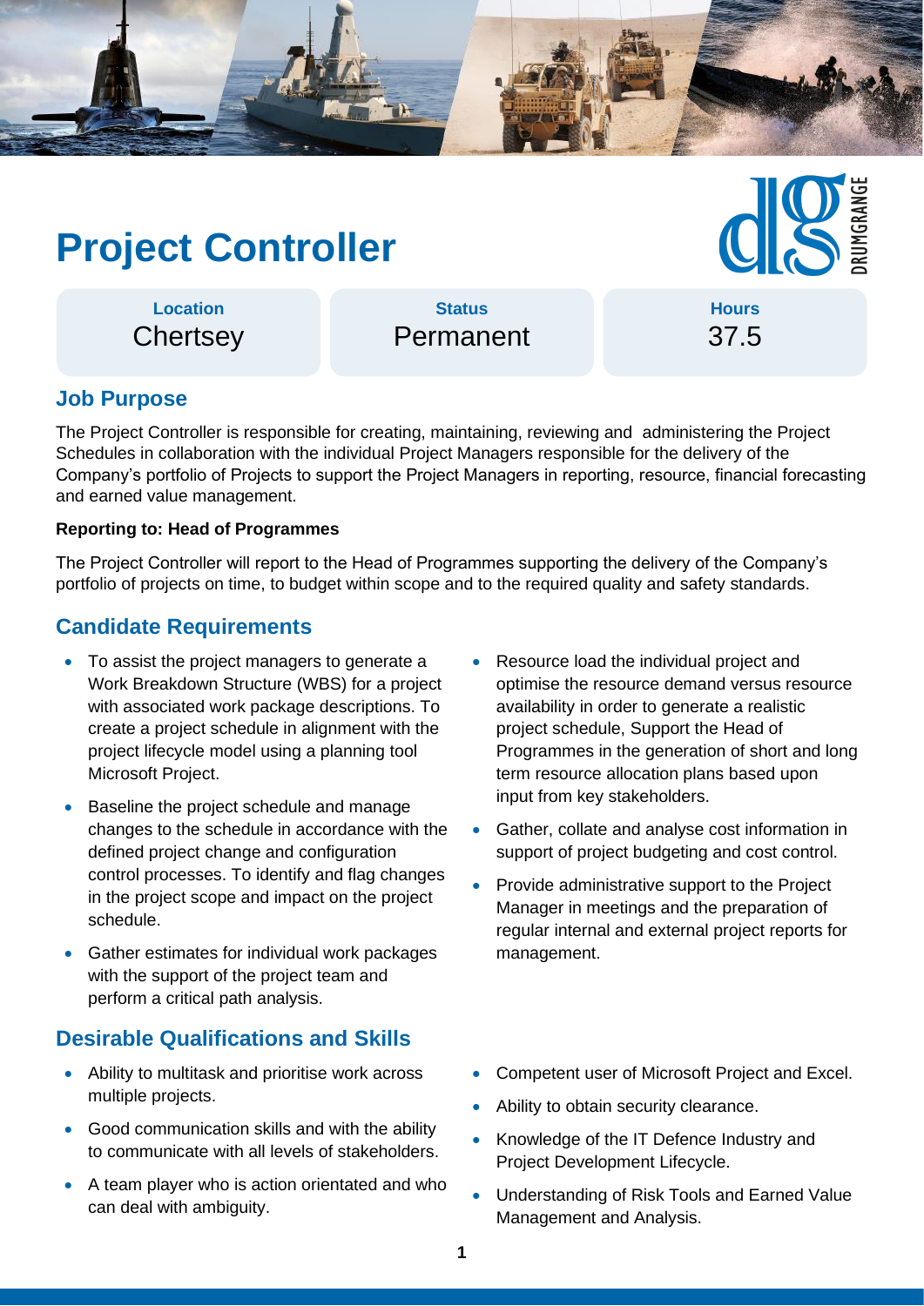# Project Controller

| Location | Status | Hours |
| --- | --- | --- |
| Chertsey | Permanent | 37.5 |

## Job Purpose

The Project Controller is responsible for creating, maintaining, reviewing and administering the Project Schedules in collaboration with the individual Project Managers responsible for the delivery of the Company's portfolio of Projects to support the Project Managers in reporting, resource, financial forecasting and earned value management.

**Reporting to: Head of Programmes**

The Project Controller will report to the Head of Programmes supporting the delivery of the Company's portfolio of projects on time, to budget within scope and to the required quality and safety standards.

## Candidate Requirements

- To assist the project managers to generate a Work Breakdown Structure (WBS) for a project with associated work package descriptions. To create a project schedule in alignment with the project lifecycle model using a planning tool Microsoft Project.
- Baseline the project schedule and manage changes to the schedule in accordance with the defined project change and configuration control processes. To identify and flag changes in the project scope and impact on the project schedule.
- Gather estimates for individual work packages with the support of the project team and perform a critical path analysis.
- Resource load the individual project and optimise the resource demand versus resource availability in order to generate a realistic project schedule, Support the Head of Programmes in the generation of short and long term resource allocation plans based upon input from key stakeholders.
- Gather, collate and analyse cost information in support of project budgeting and cost control.
- Provide administrative support to the Project Manager in meetings and the preparation of regular internal and external project reports for management.

## Desirable Qualifications and Skills

- Ability to multitask and prioritise work across multiple projects.
- Good communication skills and with the ability to communicate with all levels of stakeholders.
- A team player who is action orientated and who can deal with ambiguity.
- Competent user of Microsoft Project and Excel.
- Ability to obtain security clearance.
- Knowledge of the IT Defence Industry and Project Development Lifecycle.
- Understanding of Risk Tools and Earned Value Management and Analysis.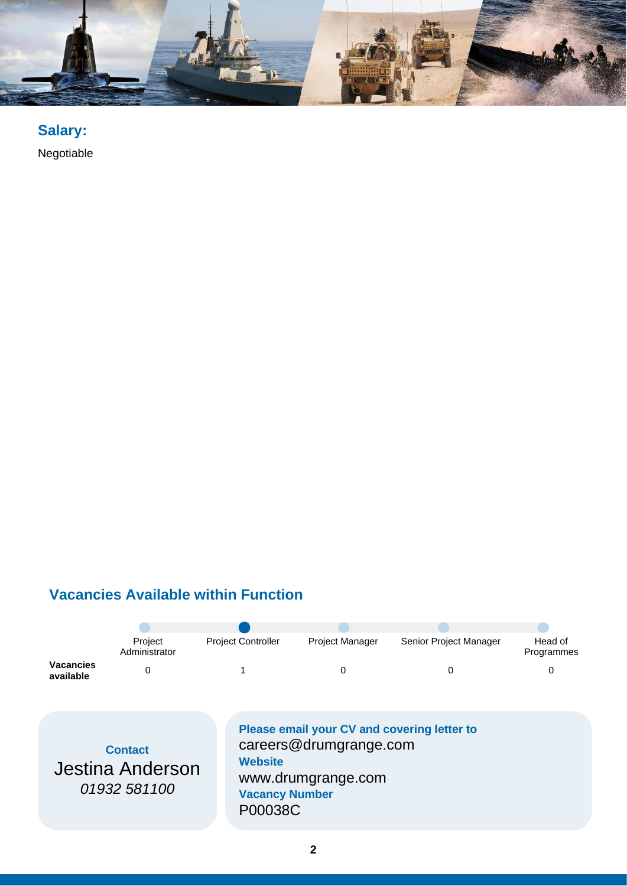## Salary:

Negotiable

## Vacancies Available within Function

| | Project Administrator | Project Controller | Project Manager | Senior Project Manager | Head of Programmes |
|---|---|---|---|---|---|
| **Vacancies available** | 0 | 1 | 0 | 0 | 0 |

**Contact**
Jestina Anderson
*01932 581100*

**Please email your CV and covering letter to**
careers@drumgrange.com

**Website**
www.drumgrange.com

**Vacancy Number**
P00038C